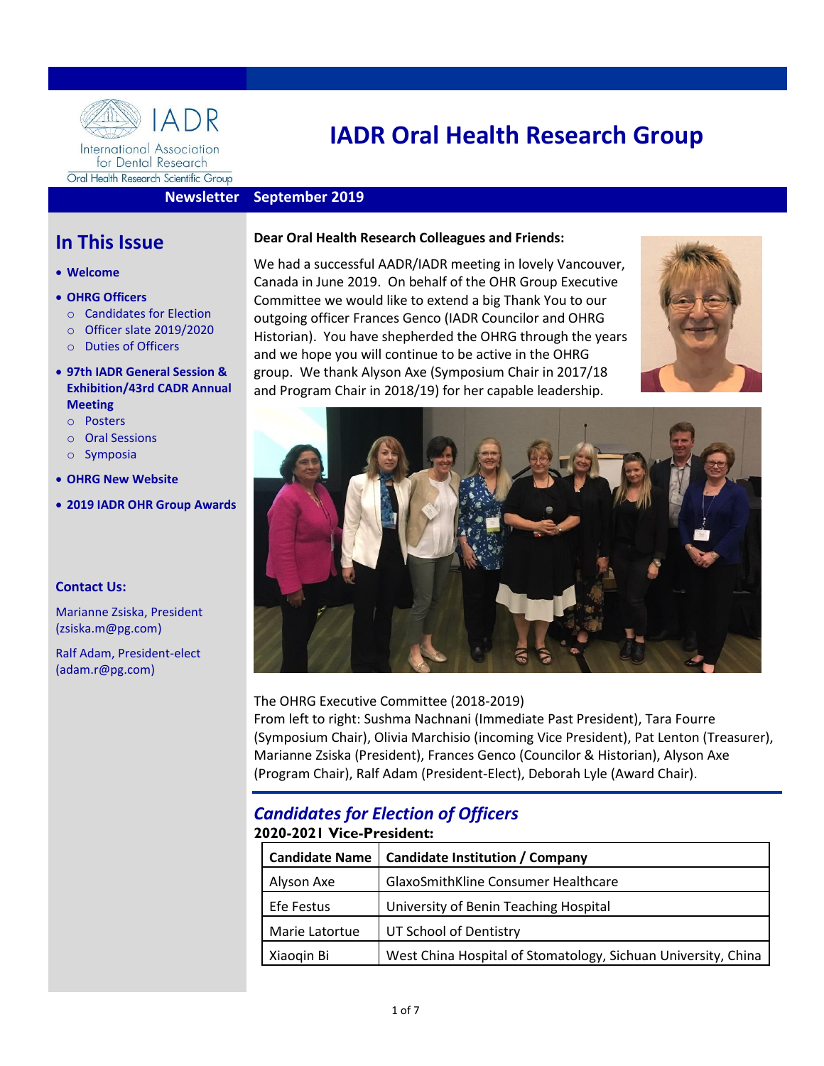IADR
International Association for Dental Research
Oral Health Research Scientific Group

# IADR Oral Health Research Group

**Newsletter September 2019**

## In This Issue

- **Welcome**
- **OHRG Officers**
  - Candidates for Election
  - Officer slate 2019/2020
  - Duties of Officers
- **97th IADR General Session & Exhibition/43rd CADR Annual Meeting**
  - Posters
  - Oral Sessions
  - Symposia
- **OHRG New Website**
- **2019 IADR OHR Group Awards**

**Contact Us:**

Marianne Zsiska, President (zsiska.m@pg.com)

Ralf Adam, President-elect (adam.r@pg.com)

**Dear Oral Health Research Colleagues and Friends:**

We had a successful AADR/IADR meeting in lovely Vancouver, Canada in June 2019. On behalf of the OHR Group Executive Committee we would like to extend a big Thank You to our outgoing officer Frances Genco (IADR Councilor and OHRG Historian). You have shepherded the OHRG through the years and we hope you will continue to be active in the OHRG group. We thank Alyson Axe (Symposium Chair in 2017/18 and Program Chair in 2018/19) for her capable leadership.

The OHRG Executive Committee (2018-2019)
From left to right: Sushma Nachnani (Immediate Past President), Tara Fourre (Symposium Chair), Olivia Marchisio (incoming Vice President), Pat Lenton (Treasurer), Marianne Zsiska (President), Frances Genco (Councilor & Historian), Alyson Axe (Program Chair), Ralf Adam (President-Elect), Deborah Lyle (Award Chair).

## *Candidates for Election of Officers*

**2020-2021 Vice-President:**

| Candidate Name | Candidate Institution / Company |
|---|---|
| Alyson Axe | GlaxoSmithKline Consumer Healthcare |
| Efe Festus | University of Benin Teaching Hospital |
| Marie Latortue | UT School of Dentistry |
| Xiaoqin Bi | West China Hospital of Stomatology, Sichuan University, China |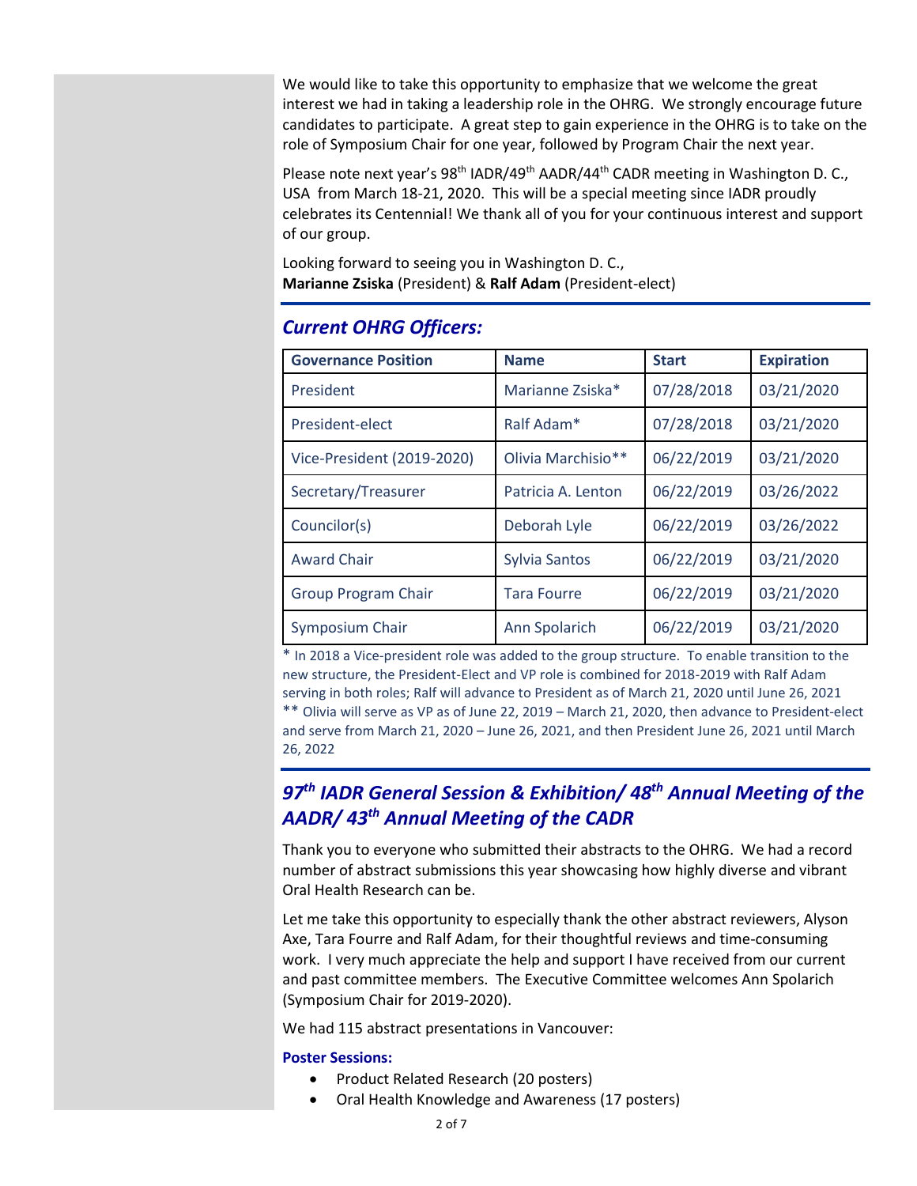We would like to take this opportunity to emphasize that we welcome the great interest we had in taking a leadership role in the OHRG. We strongly encourage future candidates to participate. A great step to gain experience in the OHRG is to take on the role of Symposium Chair for one year, followed by Program Chair the next year.

Please note next year's 98th IADR/49th AADR/44th CADR meeting in Washington D. C., USA from March 18-21, 2020. This will be a special meeting since IADR proudly celebrates its Centennial! We thank all of you for your continuous interest and support of our group.

Looking forward to seeing you in Washington D. C.,
**Marianne Zsiska** (President) & **Ralf Adam** (President-elect)

## *Current OHRG Officers:*

| Governance Position | Name | Start | Expiration |
|---|---|---|---|
| President | Marianne Zsiska* | 07/28/2018 | 03/21/2020 |
| President-elect | Ralf Adam* | 07/28/2018 | 03/21/2020 |
| Vice-President (2019-2020) | Olivia Marchisio** | 06/22/2019 | 03/21/2020 |
| Secretary/Treasurer | Patricia A. Lenton | 06/22/2019 | 03/26/2022 |
| Councilor(s) | Deborah Lyle | 06/22/2019 | 03/26/2022 |
| Award Chair | Sylvia Santos | 06/22/2019 | 03/21/2020 |
| Group Program Chair | Tara Fourre | 06/22/2019 | 03/21/2020 |
| Symposium Chair | Ann Spolarich | 06/22/2019 | 03/21/2020 |

\* In 2018 a Vice-president role was added to the group structure. To enable transition to the new structure, the President-Elect and VP role is combined for 2018-2019 with Ralf Adam serving in both roles; Ralf will advance to President as of March 21, 2020 until June 26, 2021
** Olivia will serve as VP as of June 22, 2019 – March 21, 2020, then advance to President-elect and serve from March 21, 2020 – June 26, 2021, and then President June 26, 2021 until March 26, 2022

## *97th IADR General Session & Exhibition/ 48th Annual Meeting of the AADR/ 43th Annual Meeting of the CADR*

Thank you to everyone who submitted their abstracts to the OHRG. We had a record number of abstract submissions this year showcasing how highly diverse and vibrant Oral Health Research can be.

Let me take this opportunity to especially thank the other abstract reviewers, Alyson Axe, Tara Fourre and Ralf Adam, for their thoughtful reviews and time-consuming work. I very much appreciate the help and support I have received from our current and past committee members. The Executive Committee welcomes Ann Spolarich (Symposium Chair for 2019-2020).

We had 115 abstract presentations in Vancouver:

**Poster Sessions:**

- Product Related Research (20 posters)
- Oral Health Knowledge and Awareness (17 posters)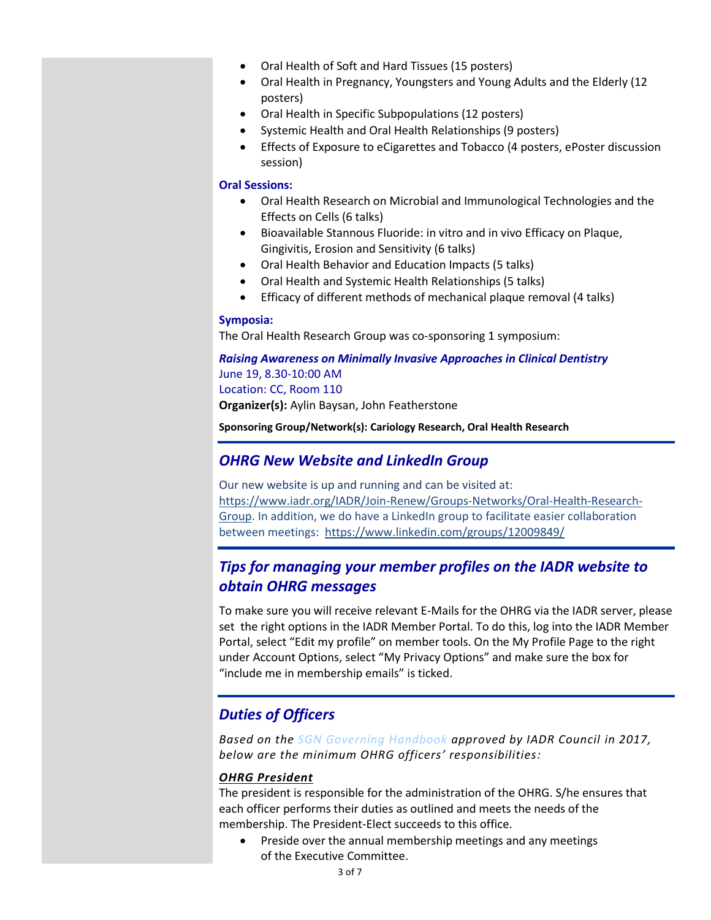- Oral Health of Soft and Hard Tissues (15 posters)
- Oral Health in Pregnancy, Youngsters and Young Adults and the Elderly (12 posters)
- Oral Health in Specific Subpopulations (12 posters)
- Systemic Health and Oral Health Relationships (9 posters)
- Effects of Exposure to eCigarettes and Tobacco (4 posters, ePoster discussion session)

**Oral Sessions:**

- Oral Health Research on Microbial and Immunological Technologies and the Effects on Cells (6 talks)
- Bioavailable Stannous Fluoride: in vitro and in vivo Efficacy on Plaque, Gingivitis, Erosion and Sensitivity (6 talks)
- Oral Health Behavior and Education Impacts (5 talks)
- Oral Health and Systemic Health Relationships (5 talks)
- Efficacy of different methods of mechanical plaque removal (4 talks)

**Symposia:**

The Oral Health Research Group was co-sponsoring 1 symposium:

***Raising Awareness on Minimally Invasive Approaches in Clinical Dentistry***
June 19, 8.30-10:00 AM
Location: CC, Room 110
**Organizer(s):** Aylin Baysan, John Featherstone

**Sponsoring Group/Network(s): Cariology Research, Oral Health Research**

## *OHRG New Website and LinkedIn Group*

Our new website is up and running and can be visited at: https://www.iadr.org/IADR/Join-Renew/Groups-Networks/Oral-Health-Research-Group. In addition, we do have a LinkedIn group to facilitate easier collaboration between meetings: https://www.linkedin.com/groups/12009849/

## *Tips for managing your member profiles on the IADR website to obtain OHRG messages*

To make sure you will receive relevant E-Mails for the OHRG via the IADR server, please set the right options in the IADR Member Portal. To do this, log into the IADR Member Portal, select "Edit my profile" on member tools. On the My Profile Page to the right under Account Options, select "My Privacy Options" and make sure the box for "include me in membership emails" is ticked.

## *Duties of Officers*

*Based on the SGN Governing Handbook approved by IADR Council in 2017, below are the minimum OHRG officers' responsibilities:*

***OHRG President***

The president is responsible for the administration of the OHRG. S/he ensures that each officer performs their duties as outlined and meets the needs of the membership. The President-Elect succeeds to this office.

- Preside over the annual membership meetings and any meetings of the Executive Committee.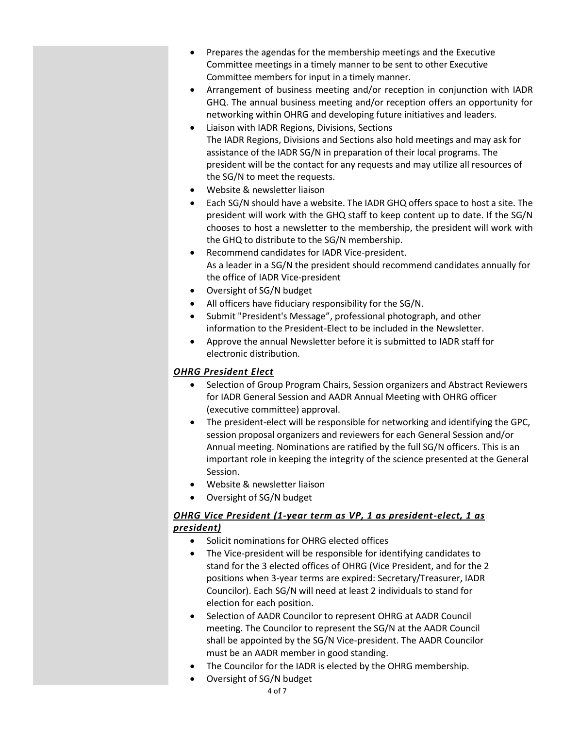- Prepares the agendas for the membership meetings and the Executive Committee meetings in a timely manner to be sent to other Executive Committee members for input in a timely manner.
- Arrangement of business meeting and/or reception in conjunction with IADR GHQ. The annual business meeting and/or reception offers an opportunity for networking within OHRG and developing future initiatives and leaders.
- Liaison with IADR Regions, Divisions, Sections
  The IADR Regions, Divisions and Sections also hold meetings and may ask for assistance of the IADR SG/N in preparation of their local programs. The president will be the contact for any requests and may utilize all resources of the SG/N to meet the requests.
- Website & newsletter liaison
- Each SG/N should have a website. The IADR GHQ offers space to host a site. The president will work with the GHQ staff to keep content up to date. If the SG/N chooses to host a newsletter to the membership, the president will work with the GHQ to distribute to the SG/N membership.
- Recommend candidates for IADR Vice-president.
  As a leader in a SG/N the president should recommend candidates annually for the office of IADR Vice-president
- Oversight of SG/N budget
- All officers have fiduciary responsibility for the SG/N.
- Submit "President's Message", professional photograph, and other information to the President-Elect to be included in the Newsletter.
- Approve the annual Newsletter before it is submitted to IADR staff for electronic distribution.

***OHRG President Elect***

- Selection of Group Program Chairs, Session organizers and Abstract Reviewers for IADR General Session and AADR Annual Meeting with OHRG officer (executive committee) approval.
- The president-elect will be responsible for networking and identifying the GPC, session proposal organizers and reviewers for each General Session and/or Annual meeting. Nominations are ratified by the full SG/N officers. This is an important role in keeping the integrity of the science presented at the General Session.
- Website & newsletter liaison
- Oversight of SG/N budget

***OHRG Vice President (1-year term as VP, 1 as president-elect, 1 as president)***

- Solicit nominations for OHRG elected offices
- The Vice-president will be responsible for identifying candidates to stand for the 3 elected offices of OHRG (Vice President, and for the 2 positions when 3-year terms are expired: Secretary/Treasurer, IADR Councilor). Each SG/N will need at least 2 individuals to stand for election for each position.
- Selection of AADR Councilor to represent OHRG at AADR Council meeting. The Councilor to represent the SG/N at the AADR Council shall be appointed by the SG/N Vice-president. The AADR Councilor must be an AADR member in good standing.
- The Councilor for the IADR is elected by the OHRG membership.
- Oversight of SG/N budget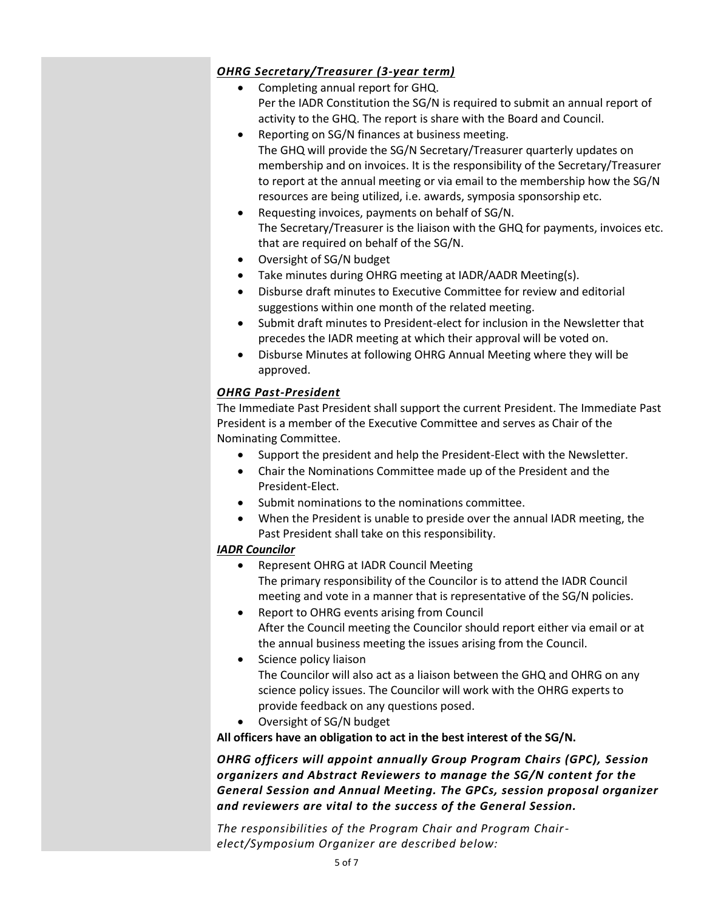***OHRG Secretary/Treasurer (3-year term)***

- Completing annual report for GHQ.
  Per the IADR Constitution the SG/N is required to submit an annual report of activity to the GHQ. The report is share with the Board and Council.
- Reporting on SG/N finances at business meeting.
  The GHQ will provide the SG/N Secretary/Treasurer quarterly updates on membership and on invoices. It is the responsibility of the Secretary/Treasurer to report at the annual meeting or via email to the membership how the SG/N resources are being utilized, i.e. awards, symposia sponsorship etc.
- Requesting invoices, payments on behalf of SG/N.
  The Secretary/Treasurer is the liaison with the GHQ for payments, invoices etc. that are required on behalf of the SG/N.
- Oversight of SG/N budget
- Take minutes during OHRG meeting at IADR/AADR Meeting(s).
- Disburse draft minutes to Executive Committee for review and editorial suggestions within one month of the related meeting.
- Submit draft minutes to President-elect for inclusion in the Newsletter that precedes the IADR meeting at which their approval will be voted on.
- Disburse Minutes at following OHRG Annual Meeting where they will be approved.

***OHRG Past-President***

The Immediate Past President shall support the current President. The Immediate Past President is a member of the Executive Committee and serves as Chair of the Nominating Committee.

- Support the president and help the President-Elect with the Newsletter.
- Chair the Nominations Committee made up of the President and the President-Elect.
- Submit nominations to the nominations committee.
- When the President is unable to preside over the annual IADR meeting, the Past President shall take on this responsibility.

***IADR Councilor***

- Represent OHRG at IADR Council Meeting
  The primary responsibility of the Councilor is to attend the IADR Council meeting and vote in a manner that is representative of the SG/N policies.
- Report to OHRG events arising from Council
  After the Council meeting the Councilor should report either via email or at the annual business meeting the issues arising from the Council.
- Science policy liaison
  The Councilor will also act as a liaison between the GHQ and OHRG on any science policy issues. The Councilor will work with the OHRG experts to provide feedback on any questions posed.
- Oversight of SG/N budget

**All officers have an obligation to act in the best interest of the SG/N.**

***OHRG officers will appoint annually Group Program Chairs (GPC), Session organizers and Abstract Reviewers to manage the SG/N content for the General Session and Annual Meeting. The GPCs, session proposal organizer and reviewers are vital to the success of the General Session.***

*The responsibilities of the Program Chair and Program Chair-elect/Symposium Organizer are described below:*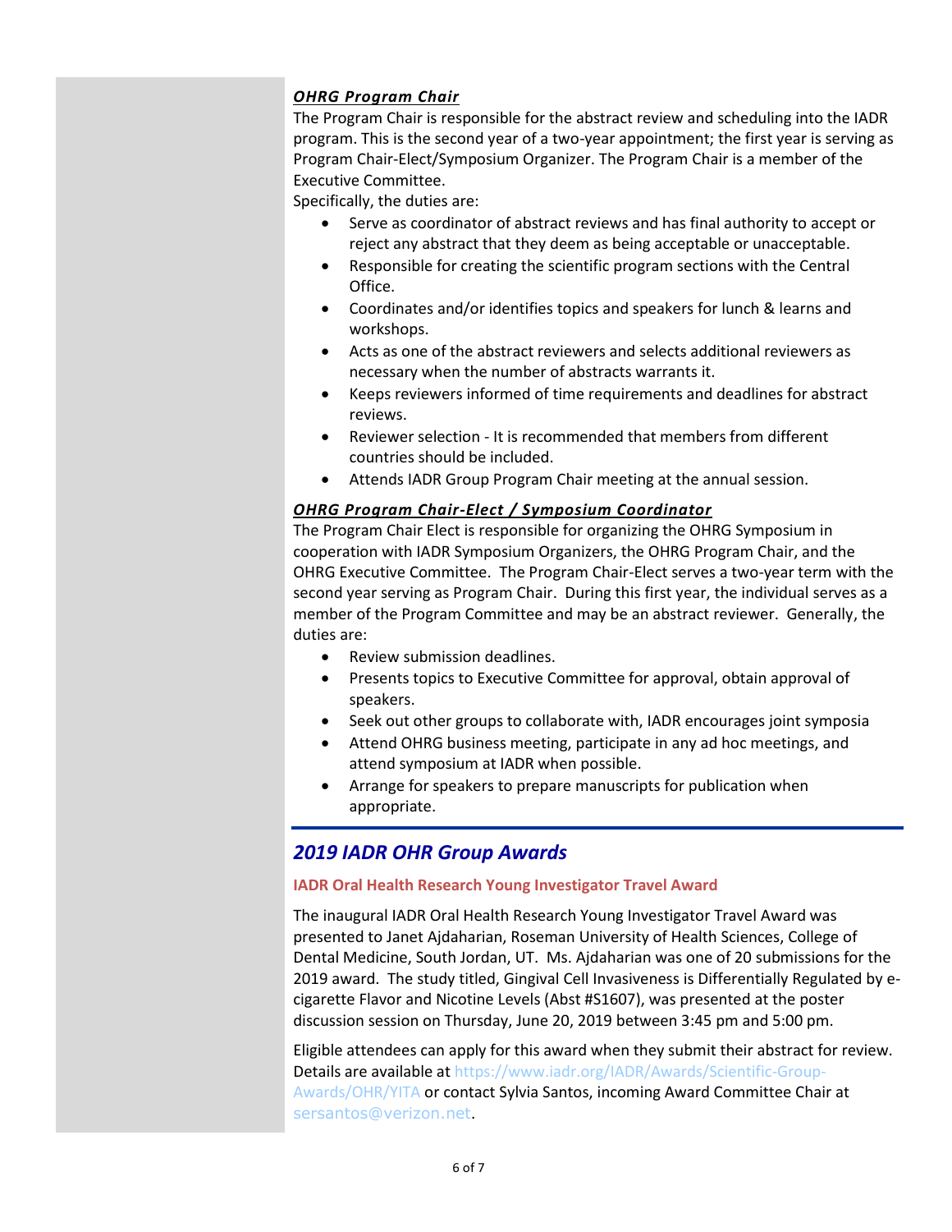***OHRG Program Chair***

The Program Chair is responsible for the abstract review and scheduling into the IADR program. This is the second year of a two-year appointment; the first year is serving as Program Chair-Elect/Symposium Organizer. The Program Chair is a member of the Executive Committee.

Specifically, the duties are:

- Serve as coordinator of abstract reviews and has final authority to accept or reject any abstract that they deem as being acceptable or unacceptable.
- Responsible for creating the scientific program sections with the Central Office.
- Coordinates and/or identifies topics and speakers for lunch & learns and workshops.
- Acts as one of the abstract reviewers and selects additional reviewers as necessary when the number of abstracts warrants it.
- Keeps reviewers informed of time requirements and deadlines for abstract reviews.
- Reviewer selection - It is recommended that members from different countries should be included.
- Attends IADR Group Program Chair meeting at the annual session.

***OHRG Program Chair-Elect / Symposium Coordinator***

The Program Chair Elect is responsible for organizing the OHRG Symposium in cooperation with IADR Symposium Organizers, the OHRG Program Chair, and the OHRG Executive Committee. The Program Chair-Elect serves a two-year term with the second year serving as Program Chair. During this first year, the individual serves as a member of the Program Committee and may be an abstract reviewer. Generally, the duties are:

- Review submission deadlines.
- Presents topics to Executive Committee for approval, obtain approval of speakers.
- Seek out other groups to collaborate with, IADR encourages joint symposia
- Attend OHRG business meeting, participate in any ad hoc meetings, and attend symposium at IADR when possible.
- Arrange for speakers to prepare manuscripts for publication when appropriate.

## *2019 IADR OHR Group Awards*

**IADR Oral Health Research Young Investigator Travel Award**

The inaugural IADR Oral Health Research Young Investigator Travel Award was presented to Janet Ajdaharian, Roseman University of Health Sciences, College of Dental Medicine, South Jordan, UT. Ms. Ajdaharian was one of 20 submissions for the 2019 award. The study titled, Gingival Cell Invasiveness is Differentially Regulated by e-cigarette Flavor and Nicotine Levels (Abst #S1607), was presented at the poster discussion session on Thursday, June 20, 2019 between 3:45 pm and 5:00 pm.

Eligible attendees can apply for this award when they submit their abstract for review. Details are available at https://www.iadr.org/IADR/Awards/Scientific-Group-Awards/OHR/YITA or contact Sylvia Santos, incoming Award Committee Chair at sersantos@verizon.net.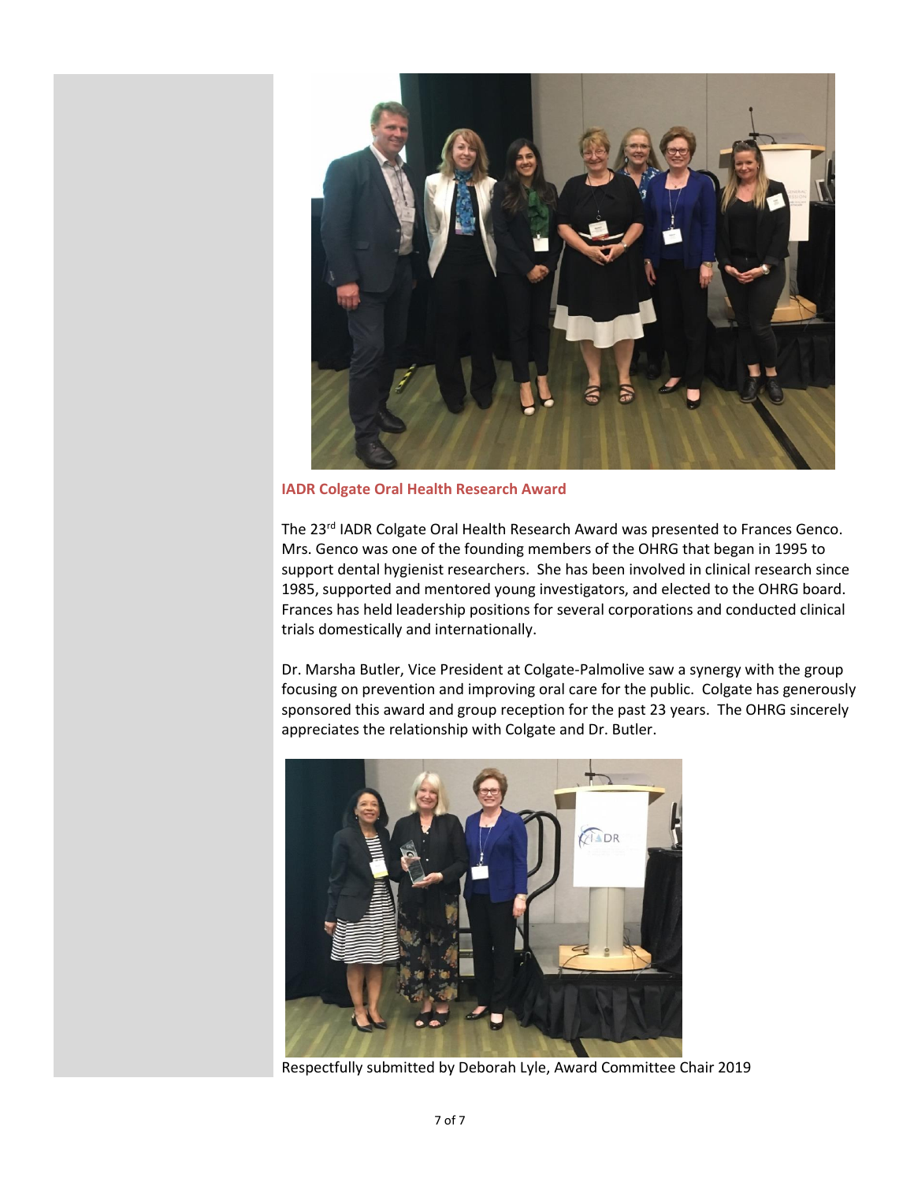## IADR Colgate Oral Health Research Award

The 23rd IADR Colgate Oral Health Research Award was presented to Frances Genco. Mrs. Genco was one of the founding members of the OHRG that began in 1995 to support dental hygienist researchers. She has been involved in clinical research since 1985, supported and mentored young investigators, and elected to the OHRG board. Frances has held leadership positions for several corporations and conducted clinical trials domestically and internationally.

Dr. Marsha Butler, Vice President at Colgate-Palmolive saw a synergy with the group focusing on prevention and improving oral care for the public. Colgate has generously sponsored this award and group reception for the past 23 years. The OHRG sincerely appreciates the relationship with Colgate and Dr. Butler.

Respectfully submitted by Deborah Lyle, Award Committee Chair 2019